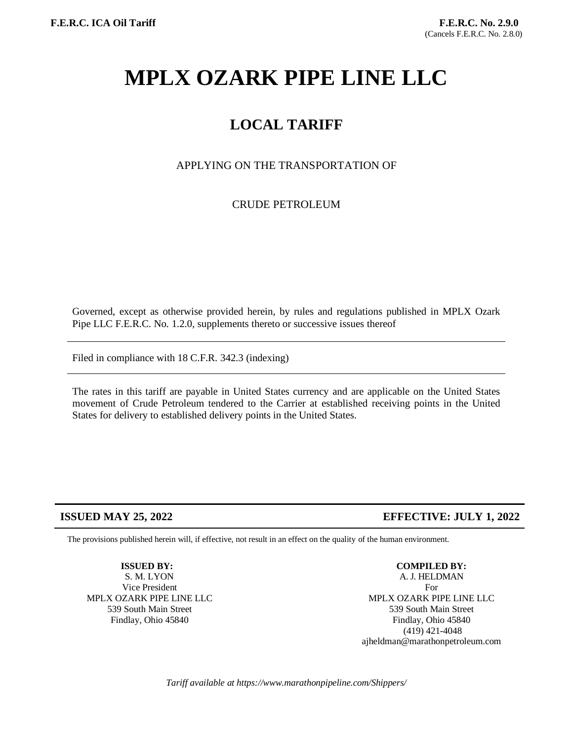**F.E.R.C. ICA Oil Tariff**

**F.E.R.C. No. 2.9.0**
(Cancels F.E.R.C. No. 2.8.0)

# MPLX OZARK PIPE LINE LLC

## LOCAL TARIFF

APPLYING ON THE TRANSPORTATION OF

CRUDE PETROLEUM

Governed, except as otherwise provided herein, by rules and regulations published in MPLX Ozark Pipe LLC F.E.R.C. No. 1.2.0, supplements thereto or successive issues thereof

---

Filed in compliance with 18 C.F.R. 342.3 (indexing)

---

The rates in this tariff are payable in United States currency and are applicable on the United States movement of Crude Petroleum tendered to the Carrier at established receiving points in the United States for delivery to established delivery points in the United States.

---

**ISSUED MAY 25, 2022** | **EFFECTIVE: JULY 1, 2022**

---

The provisions published herein will, if effective, not result in an effect on the quality of the human environment.

**ISSUED BY:**
S. M. LYON
Vice President
MPLX OZARK PIPE LINE LLC
539 South Main Street
Findlay, Ohio 45840

**COMPILED BY:**
A. J. HELDMAN
For
MPLX OZARK PIPE LINE LLC
539 South Main Street
Findlay, Ohio 45840
(419) 421-4048
ajheldman@marathonpetroleum.com

*Tariff available at https://www.marathonpipeline.com/Shippers/*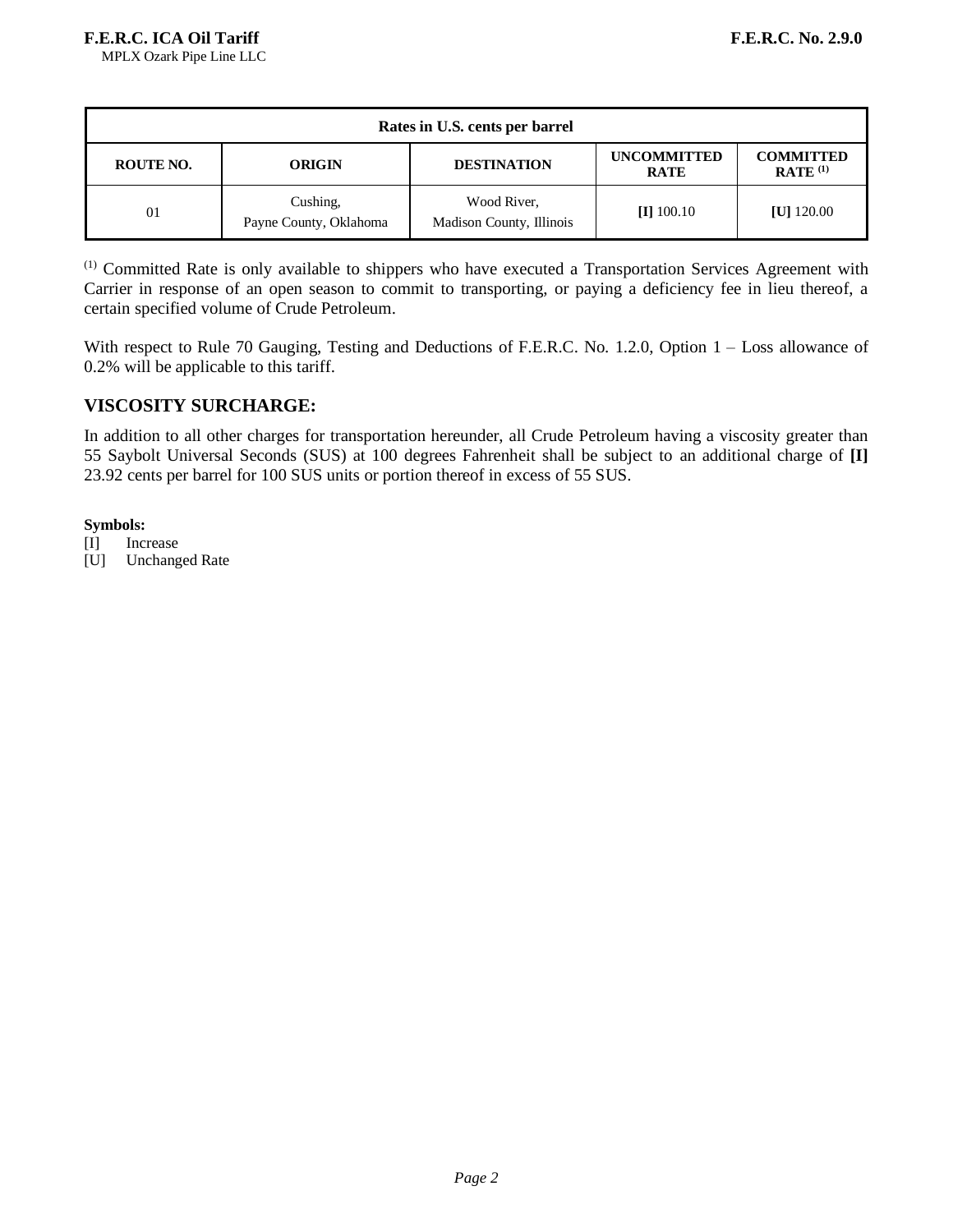| Rates in U.S. cents per barrel | | | | |
|---|---|---|---|---|
| **ROUTE NO.** | **ORIGIN** | **DESTINATION** | **UNCOMMITTED RATE** | **COMMITTED RATE [(1)]** |
| 01 | Cushing, Payne County, Oklahoma | Wood River, Madison County, Illinois | **[I]** 100.10 | **[U]** 120.00 |

[(1)] Committed Rate is only available to shippers who have executed a Transportation Services Agreement with Carrier in response of an open season to commit to transporting, or paying a deficiency fee in lieu thereof, a certain specified volume of Crude Petroleum.

With respect to Rule 70 Gauging, Testing and Deductions of F.E.R.C. No. 1.2.0, Option 1 – Loss allowance of 0.2% will be applicable to this tariff.

## VISCOSITY SURCHARGE:

In addition to all other charges for transportation hereunder, all Crude Petroleum having a viscosity greater than 55 Saybolt Universal Seconds (SUS) at 100 degrees Fahrenheit shall be subject to an additional charge of **[I]** 23.92 cents per barrel for 100 SUS units or portion thereof in excess of 55 SUS.

**Symbols:**

[I] Increase
[U] Unchanged Rate